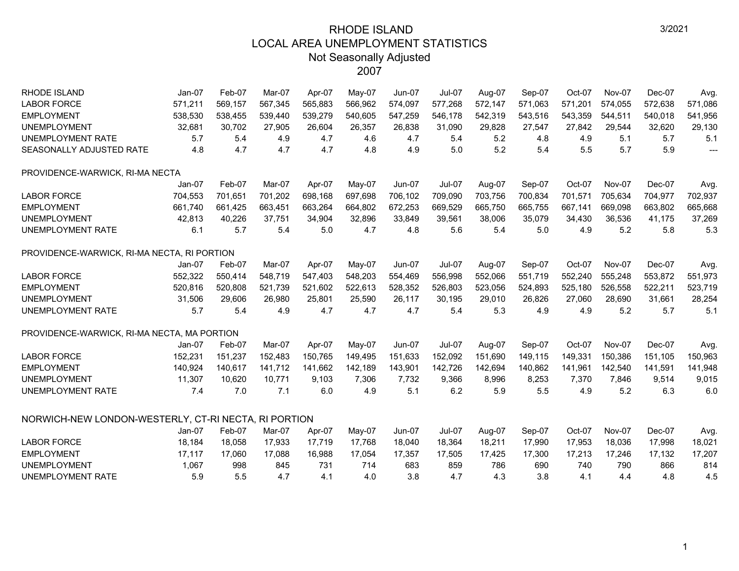# RHODE ISLAND
## LOCAL AREA UNEMPLOYMENT STATISTICS
### Not Seasonally Adjusted
### 2007

3/2021

| RHODE ISLAND | Jan-07 | Feb-07 | Mar-07 | Apr-07 | May-07 | Jun-07 | Jul-07 | Aug-07 | Sep-07 | Oct-07 | Nov-07 | Dec-07 | Avg. |
|---|---|---|---|---|---|---|---|---|---|---|---|---|---|
| LABOR FORCE | 571,211 | 569,157 | 567,345 | 565,883 | 566,962 | 574,097 | 577,268 | 572,147 | 571,063 | 571,201 | 574,055 | 572,638 | 571,086 |
| EMPLOYMENT | 538,530 | 538,455 | 539,440 | 539,279 | 540,605 | 547,259 | 546,178 | 542,319 | 543,516 | 543,359 | 544,511 | 540,018 | 541,956 |
| UNEMPLOYMENT | 32,681 | 30,702 | 27,905 | 26,604 | 26,357 | 26,838 | 31,090 | 29,828 | 27,547 | 27,842 | 29,544 | 32,620 | 29,130 |
| UNEMPLOYMENT RATE | 5.7 | 5.4 | 4.9 | 4.7 | 4.6 | 4.7 | 5.4 | 5.2 | 4.8 | 4.9 | 5.1 | 5.7 | 5.1 |
| SEASONALLY ADJUSTED RATE | 4.8 | 4.7 | 4.7 | 4.7 | 4.8 | 4.9 | 5.0 | 5.2 | 5.4 | 5.5 | 5.7 | 5.9 | --- |

PROVIDENCE-WARWICK, RI-MA NECTA

| | Jan-07 | Feb-07 | Mar-07 | Apr-07 | May-07 | Jun-07 | Jul-07 | Aug-07 | Sep-07 | Oct-07 | Nov-07 | Dec-07 | Avg. |
|---|---|---|---|---|---|---|---|---|---|---|---|---|---|
| LABOR FORCE | 704,553 | 701,651 | 701,202 | 698,168 | 697,698 | 706,102 | 709,090 | 703,756 | 700,834 | 701,571 | 705,634 | 704,977 | 702,937 |
| EMPLOYMENT | 661,740 | 661,425 | 663,451 | 663,264 | 664,802 | 672,253 | 669,529 | 665,750 | 665,755 | 667,141 | 669,098 | 663,802 | 665,668 |
| UNEMPLOYMENT | 42,813 | 40,226 | 37,751 | 34,904 | 32,896 | 33,849 | 39,561 | 38,006 | 35,079 | 34,430 | 36,536 | 41,175 | 37,269 |
| UNEMPLOYMENT RATE | 6.1 | 5.7 | 5.4 | 5.0 | 4.7 | 4.8 | 5.6 | 5.4 | 5.0 | 4.9 | 5.2 | 5.8 | 5.3 |

PROVIDENCE-WARWICK, RI-MA NECTA, RI PORTION

| | Jan-07 | Feb-07 | Mar-07 | Apr-07 | May-07 | Jun-07 | Jul-07 | Aug-07 | Sep-07 | Oct-07 | Nov-07 | Dec-07 | Avg. |
|---|---|---|---|---|---|---|---|---|---|---|---|---|---|
| LABOR FORCE | 552,322 | 550,414 | 548,719 | 547,403 | 548,203 | 554,469 | 556,998 | 552,066 | 551,719 | 552,240 | 555,248 | 553,872 | 551,973 |
| EMPLOYMENT | 520,816 | 520,808 | 521,739 | 521,602 | 522,613 | 528,352 | 526,803 | 523,056 | 524,893 | 525,180 | 526,558 | 522,211 | 523,719 |
| UNEMPLOYMENT | 31,506 | 29,606 | 26,980 | 25,801 | 25,590 | 26,117 | 30,195 | 29,010 | 26,826 | 27,060 | 28,690 | 31,661 | 28,254 |
| UNEMPLOYMENT RATE | 5.7 | 5.4 | 4.9 | 4.7 | 4.7 | 4.7 | 5.4 | 5.3 | 4.9 | 4.9 | 5.2 | 5.7 | 5.1 |

PROVIDENCE-WARWICK, RI-MA NECTA, MA PORTION

| | Jan-07 | Feb-07 | Mar-07 | Apr-07 | May-07 | Jun-07 | Jul-07 | Aug-07 | Sep-07 | Oct-07 | Nov-07 | Dec-07 | Avg. |
|---|---|---|---|---|---|---|---|---|---|---|---|---|---|
| LABOR FORCE | 152,231 | 151,237 | 152,483 | 150,765 | 149,495 | 151,633 | 152,092 | 151,690 | 149,115 | 149,331 | 150,386 | 151,105 | 150,963 |
| EMPLOYMENT | 140,924 | 140,617 | 141,712 | 141,662 | 142,189 | 143,901 | 142,726 | 142,694 | 140,862 | 141,961 | 142,540 | 141,591 | 141,948 |
| UNEMPLOYMENT | 11,307 | 10,620 | 10,771 | 9,103 | 7,306 | 7,732 | 9,366 | 8,996 | 8,253 | 7,370 | 7,846 | 9,514 | 9,015 |
| UNEMPLOYMENT RATE | 7.4 | 7.0 | 7.1 | 6.0 | 4.9 | 5.1 | 6.2 | 5.9 | 5.5 | 4.9 | 5.2 | 6.3 | 6.0 |

NORWICH-NEW LONDON-WESTERLY, CT-RI NECTA, RI PORTION

| | Jan-07 | Feb-07 | Mar-07 | Apr-07 | May-07 | Jun-07 | Jul-07 | Aug-07 | Sep-07 | Oct-07 | Nov-07 | Dec-07 | Avg. |
|---|---|---|---|---|---|---|---|---|---|---|---|---|---|
| LABOR FORCE | 18,184 | 18,058 | 17,933 | 17,719 | 17,768 | 18,040 | 18,364 | 18,211 | 17,990 | 17,953 | 18,036 | 17,998 | 18,021 |
| EMPLOYMENT | 17,117 | 17,060 | 17,088 | 16,988 | 17,054 | 17,357 | 17,505 | 17,425 | 17,300 | 17,213 | 17,246 | 17,132 | 17,207 |
| UNEMPLOYMENT | 1,067 | 998 | 845 | 731 | 714 | 683 | 859 | 786 | 690 | 740 | 790 | 866 | 814 |
| UNEMPLOYMENT RATE | 5.9 | 5.5 | 4.7 | 4.1 | 4.0 | 3.8 | 4.7 | 4.3 | 3.8 | 4.1 | 4.4 | 4.8 | 4.5 |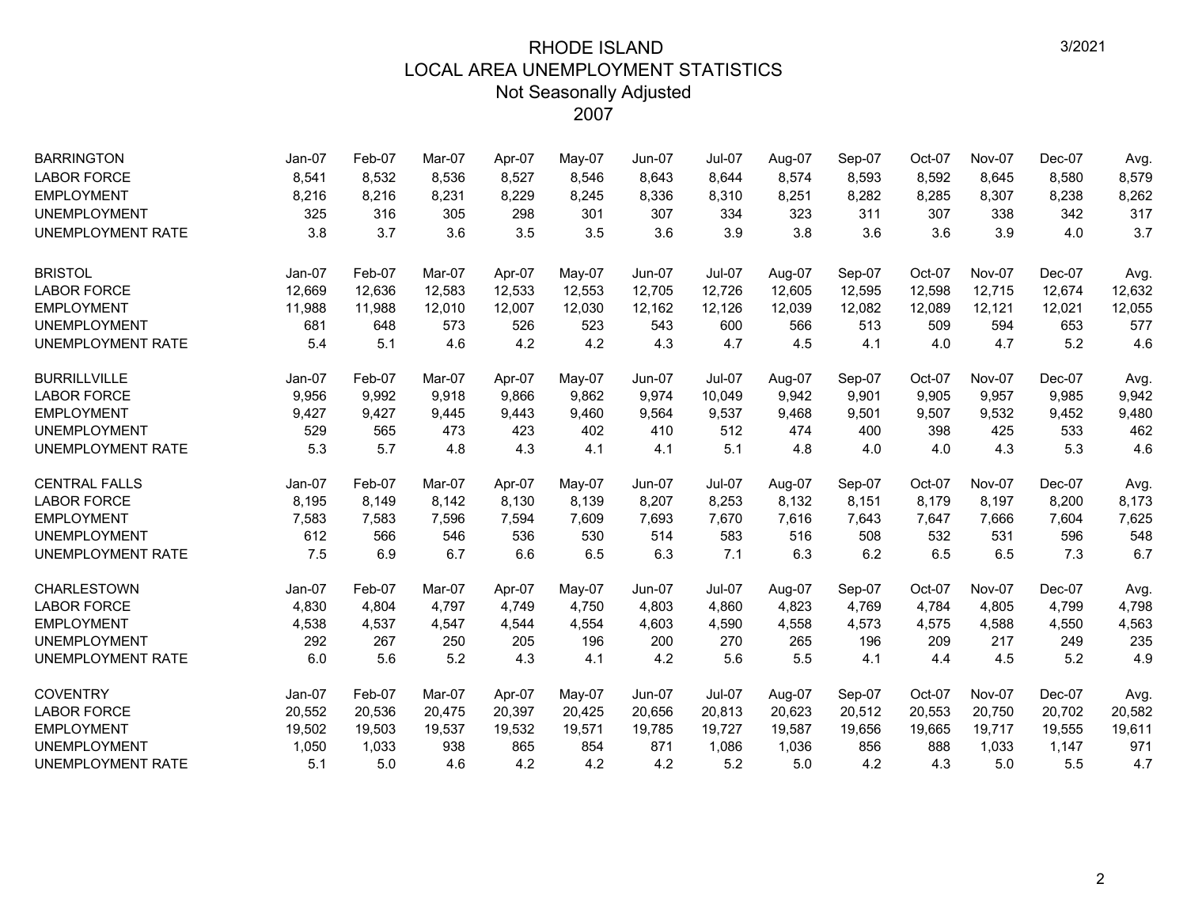# RHODE ISLAND
## LOCAL AREA UNEMPLOYMENT STATISTICS
### Not Seasonally Adjusted
### 2007

3/2021

| BARRINGTON | Jan-07 | Feb-07 | Mar-07 | Apr-07 | May-07 | Jun-07 | Jul-07 | Aug-07 | Sep-07 | Oct-07 | Nov-07 | Dec-07 | Avg. |
|---|---|---|---|---|---|---|---|---|---|---|---|---|---|
| LABOR FORCE | 8,541 | 8,532 | 8,536 | 8,527 | 8,546 | 8,643 | 8,644 | 8,574 | 8,593 | 8,592 | 8,645 | 8,580 | 8,579 |
| EMPLOYMENT | 8,216 | 8,216 | 8,231 | 8,229 | 8,245 | 8,336 | 8,310 | 8,251 | 8,282 | 8,285 | 8,307 | 8,238 | 8,262 |
| UNEMPLOYMENT | 325 | 316 | 305 | 298 | 301 | 307 | 334 | 323 | 311 | 307 | 338 | 342 | 317 |
| UNEMPLOYMENT RATE | 3.8 | 3.7 | 3.6 | 3.5 | 3.5 | 3.6 | 3.9 | 3.8 | 3.6 | 3.6 | 3.9 | 4.0 | 3.7 |

| BRISTOL | Jan-07 | Feb-07 | Mar-07 | Apr-07 | May-07 | Jun-07 | Jul-07 | Aug-07 | Sep-07 | Oct-07 | Nov-07 | Dec-07 | Avg. |
|---|---|---|---|---|---|---|---|---|---|---|---|---|---|
| LABOR FORCE | 12,669 | 12,636 | 12,583 | 12,533 | 12,553 | 12,705 | 12,726 | 12,605 | 12,595 | 12,598 | 12,715 | 12,674 | 12,632 |
| EMPLOYMENT | 11,988 | 11,988 | 12,010 | 12,007 | 12,030 | 12,162 | 12,126 | 12,039 | 12,082 | 12,089 | 12,121 | 12,021 | 12,055 |
| UNEMPLOYMENT | 681 | 648 | 573 | 526 | 523 | 543 | 600 | 566 | 513 | 509 | 594 | 653 | 577 |
| UNEMPLOYMENT RATE | 5.4 | 5.1 | 4.6 | 4.2 | 4.2 | 4.3 | 4.7 | 4.5 | 4.1 | 4.0 | 4.7 | 5.2 | 4.6 |

| BURRILLVILLE | Jan-07 | Feb-07 | Mar-07 | Apr-07 | May-07 | Jun-07 | Jul-07 | Aug-07 | Sep-07 | Oct-07 | Nov-07 | Dec-07 | Avg. |
|---|---|---|---|---|---|---|---|---|---|---|---|---|---|
| LABOR FORCE | 9,956 | 9,992 | 9,918 | 9,866 | 9,862 | 9,974 | 10,049 | 9,942 | 9,901 | 9,905 | 9,957 | 9,985 | 9,942 |
| EMPLOYMENT | 9,427 | 9,427 | 9,445 | 9,443 | 9,460 | 9,564 | 9,537 | 9,468 | 9,501 | 9,507 | 9,532 | 9,452 | 9,480 |
| UNEMPLOYMENT | 529 | 565 | 473 | 423 | 402 | 410 | 512 | 474 | 400 | 398 | 425 | 533 | 462 |
| UNEMPLOYMENT RATE | 5.3 | 5.7 | 4.8 | 4.3 | 4.1 | 4.1 | 5.1 | 4.8 | 4.0 | 4.0 | 4.3 | 5.3 | 4.6 |

| CENTRAL FALLS | Jan-07 | Feb-07 | Mar-07 | Apr-07 | May-07 | Jun-07 | Jul-07 | Aug-07 | Sep-07 | Oct-07 | Nov-07 | Dec-07 | Avg. |
|---|---|---|---|---|---|---|---|---|---|---|---|---|---|
| LABOR FORCE | 8,195 | 8,149 | 8,142 | 8,130 | 8,139 | 8,207 | 8,253 | 8,132 | 8,151 | 8,179 | 8,197 | 8,200 | 8,173 |
| EMPLOYMENT | 7,583 | 7,583 | 7,596 | 7,594 | 7,609 | 7,693 | 7,670 | 7,616 | 7,643 | 7,647 | 7,666 | 7,604 | 7,625 |
| UNEMPLOYMENT | 612 | 566 | 546 | 536 | 530 | 514 | 583 | 516 | 508 | 532 | 531 | 596 | 548 |
| UNEMPLOYMENT RATE | 7.5 | 6.9 | 6.7 | 6.6 | 6.5 | 6.3 | 7.1 | 6.3 | 6.2 | 6.5 | 6.5 | 7.3 | 6.7 |

| CHARLESTOWN | Jan-07 | Feb-07 | Mar-07 | Apr-07 | May-07 | Jun-07 | Jul-07 | Aug-07 | Sep-07 | Oct-07 | Nov-07 | Dec-07 | Avg. |
|---|---|---|---|---|---|---|---|---|---|---|---|---|---|
| LABOR FORCE | 4,830 | 4,804 | 4,797 | 4,749 | 4,750 | 4,803 | 4,860 | 4,823 | 4,769 | 4,784 | 4,805 | 4,799 | 4,798 |
| EMPLOYMENT | 4,538 | 4,537 | 4,547 | 4,544 | 4,554 | 4,603 | 4,590 | 4,558 | 4,573 | 4,575 | 4,588 | 4,550 | 4,563 |
| UNEMPLOYMENT | 292 | 267 | 250 | 205 | 196 | 200 | 270 | 265 | 196 | 209 | 217 | 249 | 235 |
| UNEMPLOYMENT RATE | 6.0 | 5.6 | 5.2 | 4.3 | 4.1 | 4.2 | 5.6 | 5.5 | 4.1 | 4.4 | 4.5 | 5.2 | 4.9 |

| COVENTRY | Jan-07 | Feb-07 | Mar-07 | Apr-07 | May-07 | Jun-07 | Jul-07 | Aug-07 | Sep-07 | Oct-07 | Nov-07 | Dec-07 | Avg. |
|---|---|---|---|---|---|---|---|---|---|---|---|---|---|
| LABOR FORCE | 20,552 | 20,536 | 20,475 | 20,397 | 20,425 | 20,656 | 20,813 | 20,623 | 20,512 | 20,553 | 20,750 | 20,702 | 20,582 |
| EMPLOYMENT | 19,502 | 19,503 | 19,537 | 19,532 | 19,571 | 19,785 | 19,727 | 19,587 | 19,656 | 19,665 | 19,717 | 19,555 | 19,611 |
| UNEMPLOYMENT | 1,050 | 1,033 | 938 | 865 | 854 | 871 | 1,086 | 1,036 | 856 | 888 | 1,033 | 1,147 | 971 |
| UNEMPLOYMENT RATE | 5.1 | 5.0 | 4.6 | 4.2 | 4.2 | 4.2 | 5.2 | 5.0 | 4.2 | 4.3 | 5.0 | 5.5 | 4.7 |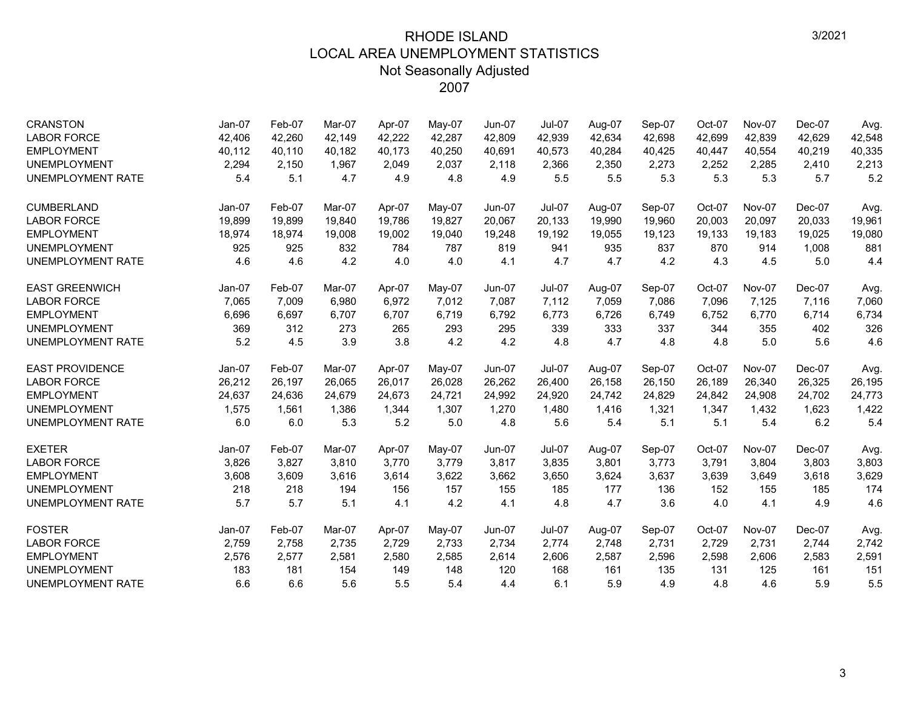# RHODE ISLAND
## LOCAL AREA UNEMPLOYMENT STATISTICS
### Not Seasonally Adjusted
### 2007

3/2021

| CRANSTON | Jan-07 | Feb-07 | Mar-07 | Apr-07 | May-07 | Jun-07 | Jul-07 | Aug-07 | Sep-07 | Oct-07 | Nov-07 | Dec-07 | Avg. |
|---|---|---|---|---|---|---|---|---|---|---|---|---|---|
| LABOR FORCE | 42,406 | 42,260 | 42,149 | 42,222 | 42,287 | 42,809 | 42,939 | 42,634 | 42,698 | 42,699 | 42,839 | 42,629 | 42,548 |
| EMPLOYMENT | 40,112 | 40,110 | 40,182 | 40,173 | 40,250 | 40,691 | 40,573 | 40,284 | 40,425 | 40,447 | 40,554 | 40,219 | 40,335 |
| UNEMPLOYMENT | 2,294 | 2,150 | 1,967 | 2,049 | 2,037 | 2,118 | 2,366 | 2,350 | 2,273 | 2,252 | 2,285 | 2,410 | 2,213 |
| UNEMPLOYMENT RATE | 5.4 | 5.1 | 4.7 | 4.9 | 4.8 | 4.9 | 5.5 | 5.5 | 5.3 | 5.3 | 5.3 | 5.7 | 5.2 |

| CUMBERLAND | Jan-07 | Feb-07 | Mar-07 | Apr-07 | May-07 | Jun-07 | Jul-07 | Aug-07 | Sep-07 | Oct-07 | Nov-07 | Dec-07 | Avg. |
|---|---|---|---|---|---|---|---|---|---|---|---|---|---|
| LABOR FORCE | 19,899 | 19,899 | 19,840 | 19,786 | 19,827 | 20,067 | 20,133 | 19,990 | 19,960 | 20,003 | 20,097 | 20,033 | 19,961 |
| EMPLOYMENT | 18,974 | 18,974 | 19,008 | 19,002 | 19,040 | 19,248 | 19,192 | 19,055 | 19,123 | 19,133 | 19,183 | 19,025 | 19,080 |
| UNEMPLOYMENT | 925 | 925 | 832 | 784 | 787 | 819 | 941 | 935 | 837 | 870 | 914 | 1,008 | 881 |
| UNEMPLOYMENT RATE | 4.6 | 4.6 | 4.2 | 4.0 | 4.0 | 4.1 | 4.7 | 4.7 | 4.2 | 4.3 | 4.5 | 5.0 | 4.4 |

| EAST GREENWICH | Jan-07 | Feb-07 | Mar-07 | Apr-07 | May-07 | Jun-07 | Jul-07 | Aug-07 | Sep-07 | Oct-07 | Nov-07 | Dec-07 | Avg. |
|---|---|---|---|---|---|---|---|---|---|---|---|---|---|
| LABOR FORCE | 7,065 | 7,009 | 6,980 | 6,972 | 7,012 | 7,087 | 7,112 | 7,059 | 7,086 | 7,096 | 7,125 | 7,116 | 7,060 |
| EMPLOYMENT | 6,696 | 6,697 | 6,707 | 6,707 | 6,719 | 6,792 | 6,773 | 6,726 | 6,749 | 6,752 | 6,770 | 6,714 | 6,734 |
| UNEMPLOYMENT | 369 | 312 | 273 | 265 | 293 | 295 | 339 | 333 | 337 | 344 | 355 | 402 | 326 |
| UNEMPLOYMENT RATE | 5.2 | 4.5 | 3.9 | 3.8 | 4.2 | 4.2 | 4.8 | 4.7 | 4.8 | 4.8 | 5.0 | 5.6 | 4.6 |

| EAST PROVIDENCE | Jan-07 | Feb-07 | Mar-07 | Apr-07 | May-07 | Jun-07 | Jul-07 | Aug-07 | Sep-07 | Oct-07 | Nov-07 | Dec-07 | Avg. |
|---|---|---|---|---|---|---|---|---|---|---|---|---|---|
| LABOR FORCE | 26,212 | 26,197 | 26,065 | 26,017 | 26,028 | 26,262 | 26,400 | 26,158 | 26,150 | 26,189 | 26,340 | 26,325 | 26,195 |
| EMPLOYMENT | 24,637 | 24,636 | 24,679 | 24,673 | 24,721 | 24,992 | 24,920 | 24,742 | 24,829 | 24,842 | 24,908 | 24,702 | 24,773 |
| UNEMPLOYMENT | 1,575 | 1,561 | 1,386 | 1,344 | 1,307 | 1,270 | 1,480 | 1,416 | 1,321 | 1,347 | 1,432 | 1,623 | 1,422 |
| UNEMPLOYMENT RATE | 6.0 | 6.0 | 5.3 | 5.2 | 5.0 | 4.8 | 5.6 | 5.4 | 5.1 | 5.1 | 5.4 | 6.2 | 5.4 |

| EXETER | Jan-07 | Feb-07 | Mar-07 | Apr-07 | May-07 | Jun-07 | Jul-07 | Aug-07 | Sep-07 | Oct-07 | Nov-07 | Dec-07 | Avg. |
|---|---|---|---|---|---|---|---|---|---|---|---|---|---|
| LABOR FORCE | 3,826 | 3,827 | 3,810 | 3,770 | 3,779 | 3,817 | 3,835 | 3,801 | 3,773 | 3,791 | 3,804 | 3,803 | 3,803 |
| EMPLOYMENT | 3,608 | 3,609 | 3,616 | 3,614 | 3,622 | 3,662 | 3,650 | 3,624 | 3,637 | 3,639 | 3,649 | 3,618 | 3,629 |
| UNEMPLOYMENT | 218 | 218 | 194 | 156 | 157 | 155 | 185 | 177 | 136 | 152 | 155 | 185 | 174 |
| UNEMPLOYMENT RATE | 5.7 | 5.7 | 5.1 | 4.1 | 4.2 | 4.1 | 4.8 | 4.7 | 3.6 | 4.0 | 4.1 | 4.9 | 4.6 |

| FOSTER | Jan-07 | Feb-07 | Mar-07 | Apr-07 | May-07 | Jun-07 | Jul-07 | Aug-07 | Sep-07 | Oct-07 | Nov-07 | Dec-07 | Avg. |
|---|---|---|---|---|---|---|---|---|---|---|---|---|---|
| LABOR FORCE | 2,759 | 2,758 | 2,735 | 2,729 | 2,733 | 2,734 | 2,774 | 2,748 | 2,731 | 2,729 | 2,731 | 2,744 | 2,742 |
| EMPLOYMENT | 2,576 | 2,577 | 2,581 | 2,580 | 2,585 | 2,614 | 2,606 | 2,587 | 2,596 | 2,598 | 2,606 | 2,583 | 2,591 |
| UNEMPLOYMENT | 183 | 181 | 154 | 149 | 148 | 120 | 168 | 161 | 135 | 131 | 125 | 161 | 151 |
| UNEMPLOYMENT RATE | 6.6 | 6.6 | 5.6 | 5.5 | 5.4 | 4.4 | 6.1 | 5.9 | 4.9 | 4.8 | 4.6 | 5.9 | 5.5 |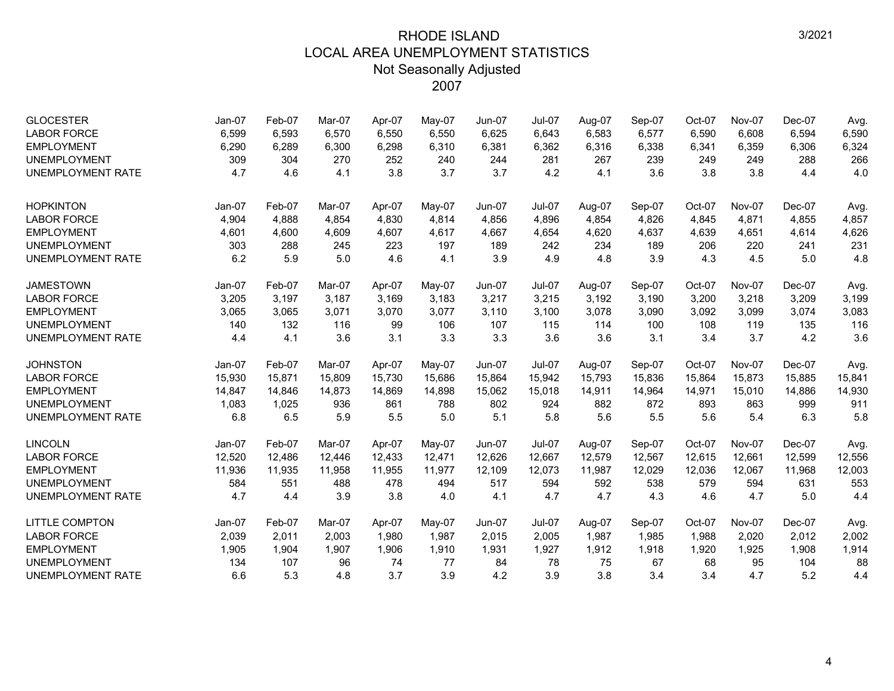# RHODE ISLAND
## LOCAL AREA UNEMPLOYMENT STATISTICS
### Not Seasonally Adjusted
### 2007

| GLOCESTER | Jan-07 | Feb-07 | Mar-07 | Apr-07 | May-07 | Jun-07 | Jul-07 | Aug-07 | Sep-07 | Oct-07 | Nov-07 | Dec-07 | Avg. |
|---|---|---|---|---|---|---|---|---|---|---|---|---|---|
| LABOR FORCE | 6,599 | 6,593 | 6,570 | 6,550 | 6,550 | 6,625 | 6,643 | 6,583 | 6,577 | 6,590 | 6,608 | 6,594 | 6,590 |
| EMPLOYMENT | 6,290 | 6,289 | 6,300 | 6,298 | 6,310 | 6,381 | 6,362 | 6,316 | 6,338 | 6,341 | 6,359 | 6,306 | 6,324 |
| UNEMPLOYMENT | 309 | 304 | 270 | 252 | 240 | 244 | 281 | 267 | 239 | 249 | 249 | 288 | 266 |
| UNEMPLOYMENT RATE | 4.7 | 4.6 | 4.1 | 3.8 | 3.7 | 3.7 | 4.2 | 4.1 | 3.6 | 3.8 | 3.8 | 4.4 | 4.0 |

| HOPKINTON | Jan-07 | Feb-07 | Mar-07 | Apr-07 | May-07 | Jun-07 | Jul-07 | Aug-07 | Sep-07 | Oct-07 | Nov-07 | Dec-07 | Avg. |
|---|---|---|---|---|---|---|---|---|---|---|---|---|---|
| LABOR FORCE | 4,904 | 4,888 | 4,854 | 4,830 | 4,814 | 4,856 | 4,896 | 4,854 | 4,826 | 4,845 | 4,871 | 4,855 | 4,857 |
| EMPLOYMENT | 4,601 | 4,600 | 4,609 | 4,607 | 4,617 | 4,667 | 4,654 | 4,620 | 4,637 | 4,639 | 4,651 | 4,614 | 4,626 |
| UNEMPLOYMENT | 303 | 288 | 245 | 223 | 197 | 189 | 242 | 234 | 189 | 206 | 220 | 241 | 231 |
| UNEMPLOYMENT RATE | 6.2 | 5.9 | 5.0 | 4.6 | 4.1 | 3.9 | 4.9 | 4.8 | 3.9 | 4.3 | 4.5 | 5.0 | 4.8 |

| JAMESTOWN | Jan-07 | Feb-07 | Mar-07 | Apr-07 | May-07 | Jun-07 | Jul-07 | Aug-07 | Sep-07 | Oct-07 | Nov-07 | Dec-07 | Avg. |
|---|---|---|---|---|---|---|---|---|---|---|---|---|---|
| LABOR FORCE | 3,205 | 3,197 | 3,187 | 3,169 | 3,183 | 3,217 | 3,215 | 3,192 | 3,190 | 3,200 | 3,218 | 3,209 | 3,199 |
| EMPLOYMENT | 3,065 | 3,065 | 3,071 | 3,070 | 3,077 | 3,110 | 3,100 | 3,078 | 3,090 | 3,092 | 3,099 | 3,074 | 3,083 |
| UNEMPLOYMENT | 140 | 132 | 116 | 99 | 106 | 107 | 115 | 114 | 100 | 108 | 119 | 135 | 116 |
| UNEMPLOYMENT RATE | 4.4 | 4.1 | 3.6 | 3.1 | 3.3 | 3.3 | 3.6 | 3.6 | 3.1 | 3.4 | 3.7 | 4.2 | 3.6 |

| JOHNSTON | Jan-07 | Feb-07 | Mar-07 | Apr-07 | May-07 | Jun-07 | Jul-07 | Aug-07 | Sep-07 | Oct-07 | Nov-07 | Dec-07 | Avg. |
|---|---|---|---|---|---|---|---|---|---|---|---|---|---|
| LABOR FORCE | 15,930 | 15,871 | 15,809 | 15,730 | 15,686 | 15,864 | 15,942 | 15,793 | 15,836 | 15,864 | 15,873 | 15,885 | 15,841 |
| EMPLOYMENT | 14,847 | 14,846 | 14,873 | 14,869 | 14,898 | 15,062 | 15,018 | 14,911 | 14,964 | 14,971 | 15,010 | 14,886 | 14,930 |
| UNEMPLOYMENT | 1,083 | 1,025 | 936 | 861 | 788 | 802 | 924 | 882 | 872 | 893 | 863 | 999 | 911 |
| UNEMPLOYMENT RATE | 6.8 | 6.5 | 5.9 | 5.5 | 5.0 | 5.1 | 5.8 | 5.6 | 5.5 | 5.6 | 5.4 | 6.3 | 5.8 |

| LINCOLN | Jan-07 | Feb-07 | Mar-07 | Apr-07 | May-07 | Jun-07 | Jul-07 | Aug-07 | Sep-07 | Oct-07 | Nov-07 | Dec-07 | Avg. |
|---|---|---|---|---|---|---|---|---|---|---|---|---|---|
| LABOR FORCE | 12,520 | 12,486 | 12,446 | 12,433 | 12,471 | 12,626 | 12,667 | 12,579 | 12,567 | 12,615 | 12,661 | 12,599 | 12,556 |
| EMPLOYMENT | 11,936 | 11,935 | 11,958 | 11,955 | 11,977 | 12,109 | 12,073 | 11,987 | 12,029 | 12,036 | 12,067 | 11,968 | 12,003 |
| UNEMPLOYMENT | 584 | 551 | 488 | 478 | 494 | 517 | 594 | 592 | 538 | 579 | 594 | 631 | 553 |
| UNEMPLOYMENT RATE | 4.7 | 4.4 | 3.9 | 3.8 | 4.0 | 4.1 | 4.7 | 4.7 | 4.3 | 4.6 | 4.7 | 5.0 | 4.4 |

| LITTLE COMPTON | Jan-07 | Feb-07 | Mar-07 | Apr-07 | May-07 | Jun-07 | Jul-07 | Aug-07 | Sep-07 | Oct-07 | Nov-07 | Dec-07 | Avg. |
|---|---|---|---|---|---|---|---|---|---|---|---|---|---|
| LABOR FORCE | 2,039 | 2,011 | 2,003 | 1,980 | 1,987 | 2,015 | 2,005 | 1,987 | 1,985 | 1,988 | 2,020 | 2,012 | 2,002 |
| EMPLOYMENT | 1,905 | 1,904 | 1,907 | 1,906 | 1,910 | 1,931 | 1,927 | 1,912 | 1,918 | 1,920 | 1,925 | 1,908 | 1,914 |
| UNEMPLOYMENT | 134 | 107 | 96 | 74 | 77 | 84 | 78 | 75 | 67 | 68 | 95 | 104 | 88 |
| UNEMPLOYMENT RATE | 6.6 | 5.3 | 4.8 | 3.7 | 3.9 | 4.2 | 3.9 | 3.8 | 3.4 | 3.4 | 4.7 | 5.2 | 4.4 |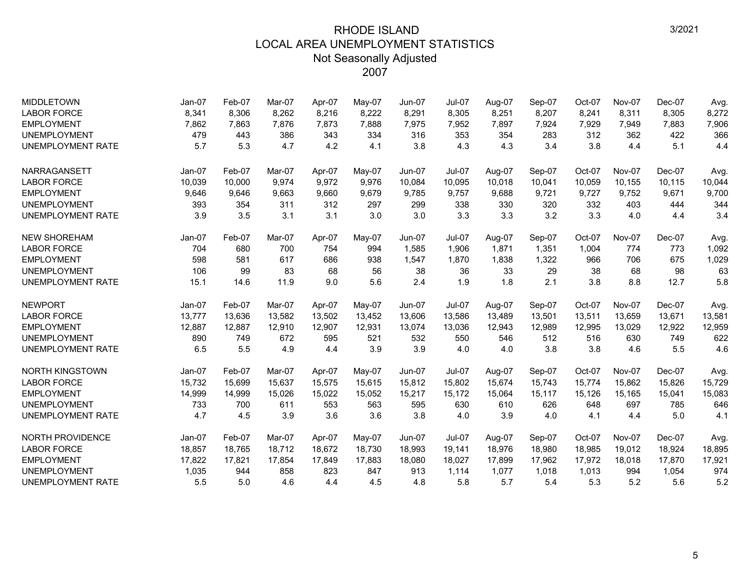# RHODE ISLAND
## LOCAL AREA UNEMPLOYMENT STATISTICS
### Not Seasonally Adjusted
### 2007

3/2021

| MIDDLETOWN | Jan-07 | Feb-07 | Mar-07 | Apr-07 | May-07 | Jun-07 | Jul-07 | Aug-07 | Sep-07 | Oct-07 | Nov-07 | Dec-07 | Avg. |
|---|---|---|---|---|---|---|---|---|---|---|---|---|---|
| LABOR FORCE | 8,341 | 8,306 | 8,262 | 8,216 | 8,222 | 8,291 | 8,305 | 8,251 | 8,207 | 8,241 | 8,311 | 8,305 | 8,272 |
| EMPLOYMENT | 7,862 | 7,863 | 7,876 | 7,873 | 7,888 | 7,975 | 7,952 | 7,897 | 7,924 | 7,929 | 7,949 | 7,883 | 7,906 |
| UNEMPLOYMENT | 479 | 443 | 386 | 343 | 334 | 316 | 353 | 354 | 283 | 312 | 362 | 422 | 366 |
| UNEMPLOYMENT RATE | 5.7 | 5.3 | 4.7 | 4.2 | 4.1 | 3.8 | 4.3 | 4.3 | 3.4 | 3.8 | 4.4 | 5.1 | 4.4 |

| NARRAGANSETT | Jan-07 | Feb-07 | Mar-07 | Apr-07 | May-07 | Jun-07 | Jul-07 | Aug-07 | Sep-07 | Oct-07 | Nov-07 | Dec-07 | Avg. |
|---|---|---|---|---|---|---|---|---|---|---|---|---|---|
| LABOR FORCE | 10,039 | 10,000 | 9,974 | 9,972 | 9,976 | 10,084 | 10,095 | 10,018 | 10,041 | 10,059 | 10,155 | 10,115 | 10,044 |
| EMPLOYMENT | 9,646 | 9,646 | 9,663 | 9,660 | 9,679 | 9,785 | 9,757 | 9,688 | 9,721 | 9,727 | 9,752 | 9,671 | 9,700 |
| UNEMPLOYMENT | 393 | 354 | 311 | 312 | 297 | 299 | 338 | 330 | 320 | 332 | 403 | 444 | 344 |
| UNEMPLOYMENT RATE | 3.9 | 3.5 | 3.1 | 3.1 | 3.0 | 3.0 | 3.3 | 3.3 | 3.2 | 3.3 | 4.0 | 4.4 | 3.4 |

| NEW SHOREHAM | Jan-07 | Feb-07 | Mar-07 | Apr-07 | May-07 | Jun-07 | Jul-07 | Aug-07 | Sep-07 | Oct-07 | Nov-07 | Dec-07 | Avg. |
|---|---|---|---|---|---|---|---|---|---|---|---|---|---|
| LABOR FORCE | 704 | 680 | 700 | 754 | 994 | 1,585 | 1,906 | 1,871 | 1,351 | 1,004 | 774 | 773 | 1,092 |
| EMPLOYMENT | 598 | 581 | 617 | 686 | 938 | 1,547 | 1,870 | 1,838 | 1,322 | 966 | 706 | 675 | 1,029 |
| UNEMPLOYMENT | 106 | 99 | 83 | 68 | 56 | 38 | 36 | 33 | 29 | 38 | 68 | 98 | 63 |
| UNEMPLOYMENT RATE | 15.1 | 14.6 | 11.9 | 9.0 | 5.6 | 2.4 | 1.9 | 1.8 | 2.1 | 3.8 | 8.8 | 12.7 | 5.8 |

| NEWPORT | Jan-07 | Feb-07 | Mar-07 | Apr-07 | May-07 | Jun-07 | Jul-07 | Aug-07 | Sep-07 | Oct-07 | Nov-07 | Dec-07 | Avg. |
|---|---|---|---|---|---|---|---|---|---|---|---|---|---|
| LABOR FORCE | 13,777 | 13,636 | 13,582 | 13,502 | 13,452 | 13,606 | 13,586 | 13,489 | 13,501 | 13,511 | 13,659 | 13,671 | 13,581 |
| EMPLOYMENT | 12,887 | 12,887 | 12,910 | 12,907 | 12,931 | 13,074 | 13,036 | 12,943 | 12,989 | 12,995 | 13,029 | 12,922 | 12,959 |
| UNEMPLOYMENT | 890 | 749 | 672 | 595 | 521 | 532 | 550 | 546 | 512 | 516 | 630 | 749 | 622 |
| UNEMPLOYMENT RATE | 6.5 | 5.5 | 4.9 | 4.4 | 3.9 | 3.9 | 4.0 | 4.0 | 3.8 | 3.8 | 4.6 | 5.5 | 4.6 |

| NORTH KINGSTOWN | Jan-07 | Feb-07 | Mar-07 | Apr-07 | May-07 | Jun-07 | Jul-07 | Aug-07 | Sep-07 | Oct-07 | Nov-07 | Dec-07 | Avg. |
|---|---|---|---|---|---|---|---|---|---|---|---|---|---|
| LABOR FORCE | 15,732 | 15,699 | 15,637 | 15,575 | 15,615 | 15,812 | 15,802 | 15,674 | 15,743 | 15,774 | 15,862 | 15,826 | 15,729 |
| EMPLOYMENT | 14,999 | 14,999 | 15,026 | 15,022 | 15,052 | 15,217 | 15,172 | 15,064 | 15,117 | 15,126 | 15,165 | 15,041 | 15,083 |
| UNEMPLOYMENT | 733 | 700 | 611 | 553 | 563 | 595 | 630 | 610 | 626 | 648 | 697 | 785 | 646 |
| UNEMPLOYMENT RATE | 4.7 | 4.5 | 3.9 | 3.6 | 3.6 | 3.8 | 4.0 | 3.9 | 4.0 | 4.1 | 4.4 | 5.0 | 4.1 |

| NORTH PROVIDENCE | Jan-07 | Feb-07 | Mar-07 | Apr-07 | May-07 | Jun-07 | Jul-07 | Aug-07 | Sep-07 | Oct-07 | Nov-07 | Dec-07 | Avg. |
|---|---|---|---|---|---|---|---|---|---|---|---|---|---|
| LABOR FORCE | 18,857 | 18,765 | 18,712 | 18,672 | 18,730 | 18,993 | 19,141 | 18,976 | 18,980 | 18,985 | 19,012 | 18,924 | 18,895 |
| EMPLOYMENT | 17,822 | 17,821 | 17,854 | 17,849 | 17,883 | 18,080 | 18,027 | 17,899 | 17,962 | 17,972 | 18,018 | 17,870 | 17,921 |
| UNEMPLOYMENT | 1,035 | 944 | 858 | 823 | 847 | 913 | 1,114 | 1,077 | 1,018 | 1,013 | 994 | 1,054 | 974 |
| UNEMPLOYMENT RATE | 5.5 | 5.0 | 4.6 | 4.4 | 4.5 | 4.8 | 5.8 | 5.7 | 5.4 | 5.3 | 5.2 | 5.6 | 5.2 |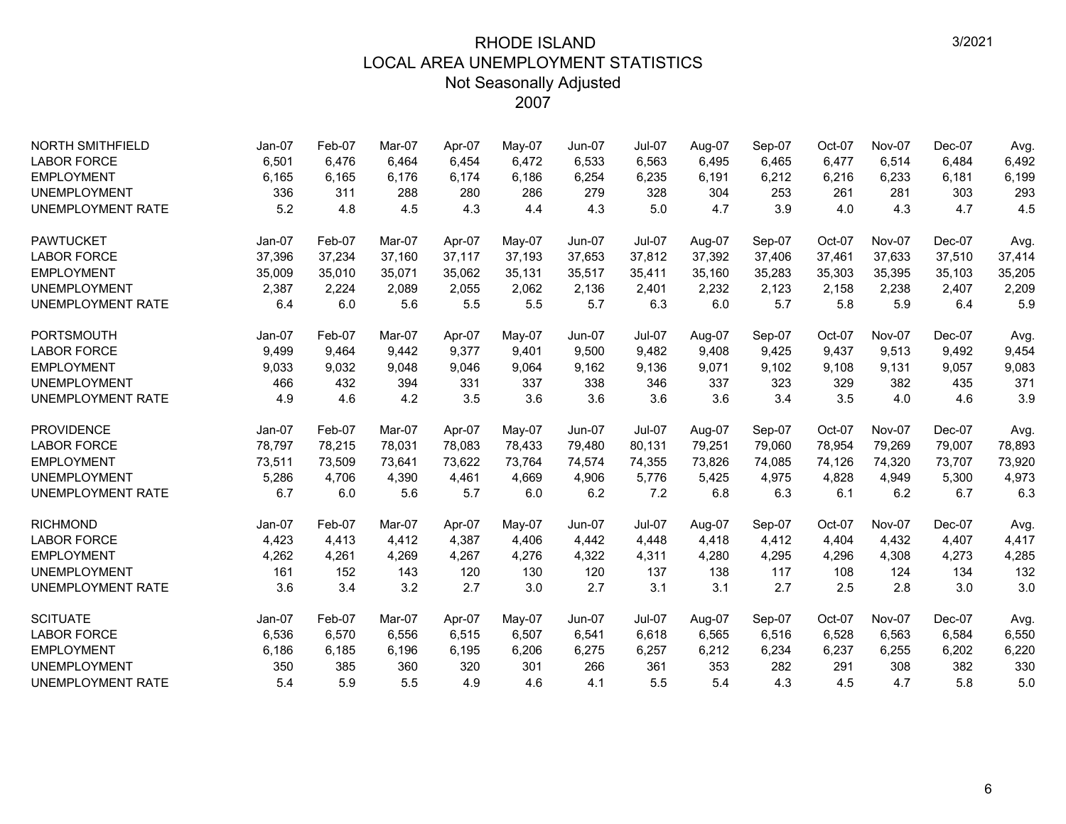# RHODE ISLAND
## LOCAL AREA UNEMPLOYMENT STATISTICS
### Not Seasonally Adjusted
### 2007

3/2021

| NORTH SMITHFIELD | Jan-07 | Feb-07 | Mar-07 | Apr-07 | May-07 | Jun-07 | Jul-07 | Aug-07 | Sep-07 | Oct-07 | Nov-07 | Dec-07 | Avg. |
|---|---|---|---|---|---|---|---|---|---|---|---|---|---|
| LABOR FORCE | 6,501 | 6,476 | 6,464 | 6,454 | 6,472 | 6,533 | 6,563 | 6,495 | 6,465 | 6,477 | 6,514 | 6,484 | 6,492 |
| EMPLOYMENT | 6,165 | 6,165 | 6,176 | 6,174 | 6,186 | 6,254 | 6,235 | 6,191 | 6,212 | 6,216 | 6,233 | 6,181 | 6,199 |
| UNEMPLOYMENT | 336 | 311 | 288 | 280 | 286 | 279 | 328 | 304 | 253 | 261 | 281 | 303 | 293 |
| UNEMPLOYMENT RATE | 5.2 | 4.8 | 4.5 | 4.3 | 4.4 | 4.3 | 5.0 | 4.7 | 3.9 | 4.0 | 4.3 | 4.7 | 4.5 |

| PAWTUCKET | Jan-07 | Feb-07 | Mar-07 | Apr-07 | May-07 | Jun-07 | Jul-07 | Aug-07 | Sep-07 | Oct-07 | Nov-07 | Dec-07 | Avg. |
|---|---|---|---|---|---|---|---|---|---|---|---|---|---|
| LABOR FORCE | 37,396 | 37,234 | 37,160 | 37,117 | 37,193 | 37,653 | 37,812 | 37,392 | 37,406 | 37,461 | 37,633 | 37,510 | 37,414 |
| EMPLOYMENT | 35,009 | 35,010 | 35,071 | 35,062 | 35,131 | 35,517 | 35,411 | 35,160 | 35,283 | 35,303 | 35,395 | 35,103 | 35,205 |
| UNEMPLOYMENT | 2,387 | 2,224 | 2,089 | 2,055 | 2,062 | 2,136 | 2,401 | 2,232 | 2,123 | 2,158 | 2,238 | 2,407 | 2,209 |
| UNEMPLOYMENT RATE | 6.4 | 6.0 | 5.6 | 5.5 | 5.5 | 5.7 | 6.3 | 6.0 | 5.7 | 5.8 | 5.9 | 6.4 | 5.9 |

| PORTSMOUTH | Jan-07 | Feb-07 | Mar-07 | Apr-07 | May-07 | Jun-07 | Jul-07 | Aug-07 | Sep-07 | Oct-07 | Nov-07 | Dec-07 | Avg. |
|---|---|---|---|---|---|---|---|---|---|---|---|---|---|
| LABOR FORCE | 9,499 | 9,464 | 9,442 | 9,377 | 9,401 | 9,500 | 9,482 | 9,408 | 9,425 | 9,437 | 9,513 | 9,492 | 9,454 |
| EMPLOYMENT | 9,033 | 9,032 | 9,048 | 9,046 | 9,064 | 9,162 | 9,136 | 9,071 | 9,102 | 9,108 | 9,131 | 9,057 | 9,083 |
| UNEMPLOYMENT | 466 | 432 | 394 | 331 | 337 | 338 | 346 | 337 | 323 | 329 | 382 | 435 | 371 |
| UNEMPLOYMENT RATE | 4.9 | 4.6 | 4.2 | 3.5 | 3.6 | 3.6 | 3.6 | 3.6 | 3.4 | 3.5 | 4.0 | 4.6 | 3.9 |

| PROVIDENCE | Jan-07 | Feb-07 | Mar-07 | Apr-07 | May-07 | Jun-07 | Jul-07 | Aug-07 | Sep-07 | Oct-07 | Nov-07 | Dec-07 | Avg. |
|---|---|---|---|---|---|---|---|---|---|---|---|---|---|
| LABOR FORCE | 78,797 | 78,215 | 78,031 | 78,083 | 78,433 | 79,480 | 80,131 | 79,251 | 79,060 | 78,954 | 79,269 | 79,007 | 78,893 |
| EMPLOYMENT | 73,511 | 73,509 | 73,641 | 73,622 | 73,764 | 74,574 | 74,355 | 73,826 | 74,085 | 74,126 | 74,320 | 73,707 | 73,920 |
| UNEMPLOYMENT | 5,286 | 4,706 | 4,390 | 4,461 | 4,669 | 4,906 | 5,776 | 5,425 | 4,975 | 4,828 | 4,949 | 5,300 | 4,973 |
| UNEMPLOYMENT RATE | 6.7 | 6.0 | 5.6 | 5.7 | 6.0 | 6.2 | 7.2 | 6.8 | 6.3 | 6.1 | 6.2 | 6.7 | 6.3 |

| RICHMOND | Jan-07 | Feb-07 | Mar-07 | Apr-07 | May-07 | Jun-07 | Jul-07 | Aug-07 | Sep-07 | Oct-07 | Nov-07 | Dec-07 | Avg. |
|---|---|---|---|---|---|---|---|---|---|---|---|---|---|
| LABOR FORCE | 4,423 | 4,413 | 4,412 | 4,387 | 4,406 | 4,442 | 4,448 | 4,418 | 4,412 | 4,404 | 4,432 | 4,407 | 4,417 |
| EMPLOYMENT | 4,262 | 4,261 | 4,269 | 4,267 | 4,276 | 4,322 | 4,311 | 4,280 | 4,295 | 4,296 | 4,308 | 4,273 | 4,285 |
| UNEMPLOYMENT | 161 | 152 | 143 | 120 | 130 | 120 | 137 | 138 | 117 | 108 | 124 | 134 | 132 |
| UNEMPLOYMENT RATE | 3.6 | 3.4 | 3.2 | 2.7 | 3.0 | 2.7 | 3.1 | 3.1 | 2.7 | 2.5 | 2.8 | 3.0 | 3.0 |

| SCITUATE | Jan-07 | Feb-07 | Mar-07 | Apr-07 | May-07 | Jun-07 | Jul-07 | Aug-07 | Sep-07 | Oct-07 | Nov-07 | Dec-07 | Avg. |
|---|---|---|---|---|---|---|---|---|---|---|---|---|---|
| LABOR FORCE | 6,536 | 6,570 | 6,556 | 6,515 | 6,507 | 6,541 | 6,618 | 6,565 | 6,516 | 6,528 | 6,563 | 6,584 | 6,550 |
| EMPLOYMENT | 6,186 | 6,185 | 6,196 | 6,195 | 6,206 | 6,275 | 6,257 | 6,212 | 6,234 | 6,237 | 6,255 | 6,202 | 6,220 |
| UNEMPLOYMENT | 350 | 385 | 360 | 320 | 301 | 266 | 361 | 353 | 282 | 291 | 308 | 382 | 330 |
| UNEMPLOYMENT RATE | 5.4 | 5.9 | 5.5 | 4.9 | 4.6 | 4.1 | 5.5 | 5.4 | 4.3 | 4.5 | 4.7 | 5.8 | 5.0 |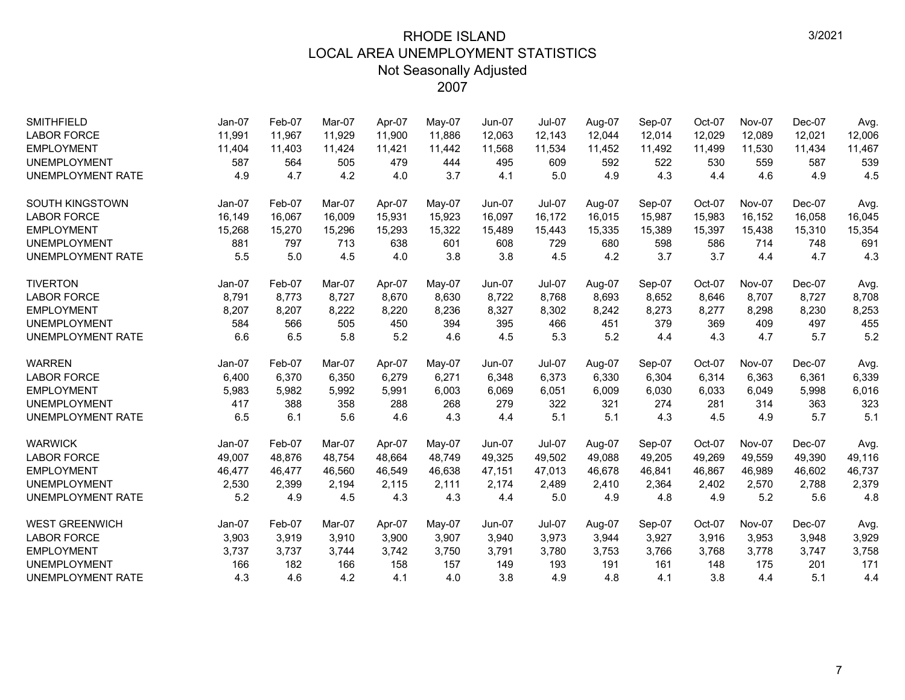# RHODE ISLAND
## LOCAL AREA UNEMPLOYMENT STATISTICS
### Not Seasonally Adjusted
### 2007

| SMITHFIELD | Jan-07 | Feb-07 | Mar-07 | Apr-07 | May-07 | Jun-07 | Jul-07 | Aug-07 | Sep-07 | Oct-07 | Nov-07 | Dec-07 | Avg. |
|---|---|---|---|---|---|---|---|---|---|---|---|---|---|
| LABOR FORCE | 11,991 | 11,967 | 11,929 | 11,900 | 11,886 | 12,063 | 12,143 | 12,044 | 12,014 | 12,029 | 12,089 | 12,021 | 12,006 |
| EMPLOYMENT | 11,404 | 11,403 | 11,424 | 11,421 | 11,442 | 11,568 | 11,534 | 11,452 | 11,492 | 11,499 | 11,530 | 11,434 | 11,467 |
| UNEMPLOYMENT | 587 | 564 | 505 | 479 | 444 | 495 | 609 | 592 | 522 | 530 | 559 | 587 | 539 |
| UNEMPLOYMENT RATE | 4.9 | 4.7 | 4.2 | 4.0 | 3.7 | 4.1 | 5.0 | 4.9 | 4.3 | 4.4 | 4.6 | 4.9 | 4.5 |

| SOUTH KINGSTOWN | Jan-07 | Feb-07 | Mar-07 | Apr-07 | May-07 | Jun-07 | Jul-07 | Aug-07 | Sep-07 | Oct-07 | Nov-07 | Dec-07 | Avg. |
|---|---|---|---|---|---|---|---|---|---|---|---|---|---|
| LABOR FORCE | 16,149 | 16,067 | 16,009 | 15,931 | 15,923 | 16,097 | 16,172 | 16,015 | 15,987 | 15,983 | 16,152 | 16,058 | 16,045 |
| EMPLOYMENT | 15,268 | 15,270 | 15,296 | 15,293 | 15,322 | 15,489 | 15,443 | 15,335 | 15,389 | 15,397 | 15,438 | 15,310 | 15,354 |
| UNEMPLOYMENT | 881 | 797 | 713 | 638 | 601 | 608 | 729 | 680 | 598 | 586 | 714 | 748 | 691 |
| UNEMPLOYMENT RATE | 5.5 | 5.0 | 4.5 | 4.0 | 3.8 | 3.8 | 4.5 | 4.2 | 3.7 | 3.7 | 4.4 | 4.7 | 4.3 |

| TIVERTON | Jan-07 | Feb-07 | Mar-07 | Apr-07 | May-07 | Jun-07 | Jul-07 | Aug-07 | Sep-07 | Oct-07 | Nov-07 | Dec-07 | Avg. |
|---|---|---|---|---|---|---|---|---|---|---|---|---|---|
| LABOR FORCE | 8,791 | 8,773 | 8,727 | 8,670 | 8,630 | 8,722 | 8,768 | 8,693 | 8,652 | 8,646 | 8,707 | 8,727 | 8,708 |
| EMPLOYMENT | 8,207 | 8,207 | 8,222 | 8,220 | 8,236 | 8,327 | 8,302 | 8,242 | 8,273 | 8,277 | 8,298 | 8,230 | 8,253 |
| UNEMPLOYMENT | 584 | 566 | 505 | 450 | 394 | 395 | 466 | 451 | 379 | 369 | 409 | 497 | 455 |
| UNEMPLOYMENT RATE | 6.6 | 6.5 | 5.8 | 5.2 | 4.6 | 4.5 | 5.3 | 5.2 | 4.4 | 4.3 | 4.7 | 5.7 | 5.2 |

| WARREN | Jan-07 | Feb-07 | Mar-07 | Apr-07 | May-07 | Jun-07 | Jul-07 | Aug-07 | Sep-07 | Oct-07 | Nov-07 | Dec-07 | Avg. |
|---|---|---|---|---|---|---|---|---|---|---|---|---|---|
| LABOR FORCE | 6,400 | 6,370 | 6,350 | 6,279 | 6,271 | 6,348 | 6,373 | 6,330 | 6,304 | 6,314 | 6,363 | 6,361 | 6,339 |
| EMPLOYMENT | 5,983 | 5,982 | 5,992 | 5,991 | 6,003 | 6,069 | 6,051 | 6,009 | 6,030 | 6,033 | 6,049 | 5,998 | 6,016 |
| UNEMPLOYMENT | 417 | 388 | 358 | 288 | 268 | 279 | 322 | 321 | 274 | 281 | 314 | 363 | 323 |
| UNEMPLOYMENT RATE | 6.5 | 6.1 | 5.6 | 4.6 | 4.3 | 4.4 | 5.1 | 5.1 | 4.3 | 4.5 | 4.9 | 5.7 | 5.1 |

| WARWICK | Jan-07 | Feb-07 | Mar-07 | Apr-07 | May-07 | Jun-07 | Jul-07 | Aug-07 | Sep-07 | Oct-07 | Nov-07 | Dec-07 | Avg. |
|---|---|---|---|---|---|---|---|---|---|---|---|---|---|
| LABOR FORCE | 49,007 | 48,876 | 48,754 | 48,664 | 48,749 | 49,325 | 49,502 | 49,088 | 49,205 | 49,269 | 49,559 | 49,390 | 49,116 |
| EMPLOYMENT | 46,477 | 46,477 | 46,560 | 46,549 | 46,638 | 47,151 | 47,013 | 46,678 | 46,841 | 46,867 | 46,989 | 46,602 | 46,737 |
| UNEMPLOYMENT | 2,530 | 2,399 | 2,194 | 2,115 | 2,111 | 2,174 | 2,489 | 2,410 | 2,364 | 2,402 | 2,570 | 2,788 | 2,379 |
| UNEMPLOYMENT RATE | 5.2 | 4.9 | 4.5 | 4.3 | 4.3 | 4.4 | 5.0 | 4.9 | 4.8 | 4.9 | 5.2 | 5.6 | 4.8 |

| WEST GREENWICH | Jan-07 | Feb-07 | Mar-07 | Apr-07 | May-07 | Jun-07 | Jul-07 | Aug-07 | Sep-07 | Oct-07 | Nov-07 | Dec-07 | Avg. |
|---|---|---|---|---|---|---|---|---|---|---|---|---|---|
| LABOR FORCE | 3,903 | 3,919 | 3,910 | 3,900 | 3,907 | 3,940 | 3,973 | 3,944 | 3,927 | 3,916 | 3,953 | 3,948 | 3,929 |
| EMPLOYMENT | 3,737 | 3,737 | 3,744 | 3,742 | 3,750 | 3,791 | 3,780 | 3,753 | 3,766 | 3,768 | 3,778 | 3,747 | 3,758 |
| UNEMPLOYMENT | 166 | 182 | 166 | 158 | 157 | 149 | 193 | 191 | 161 | 148 | 175 | 201 | 171 |
| UNEMPLOYMENT RATE | 4.3 | 4.6 | 4.2 | 4.1 | 4.0 | 3.8 | 4.9 | 4.8 | 4.1 | 3.8 | 4.4 | 5.1 | 4.4 |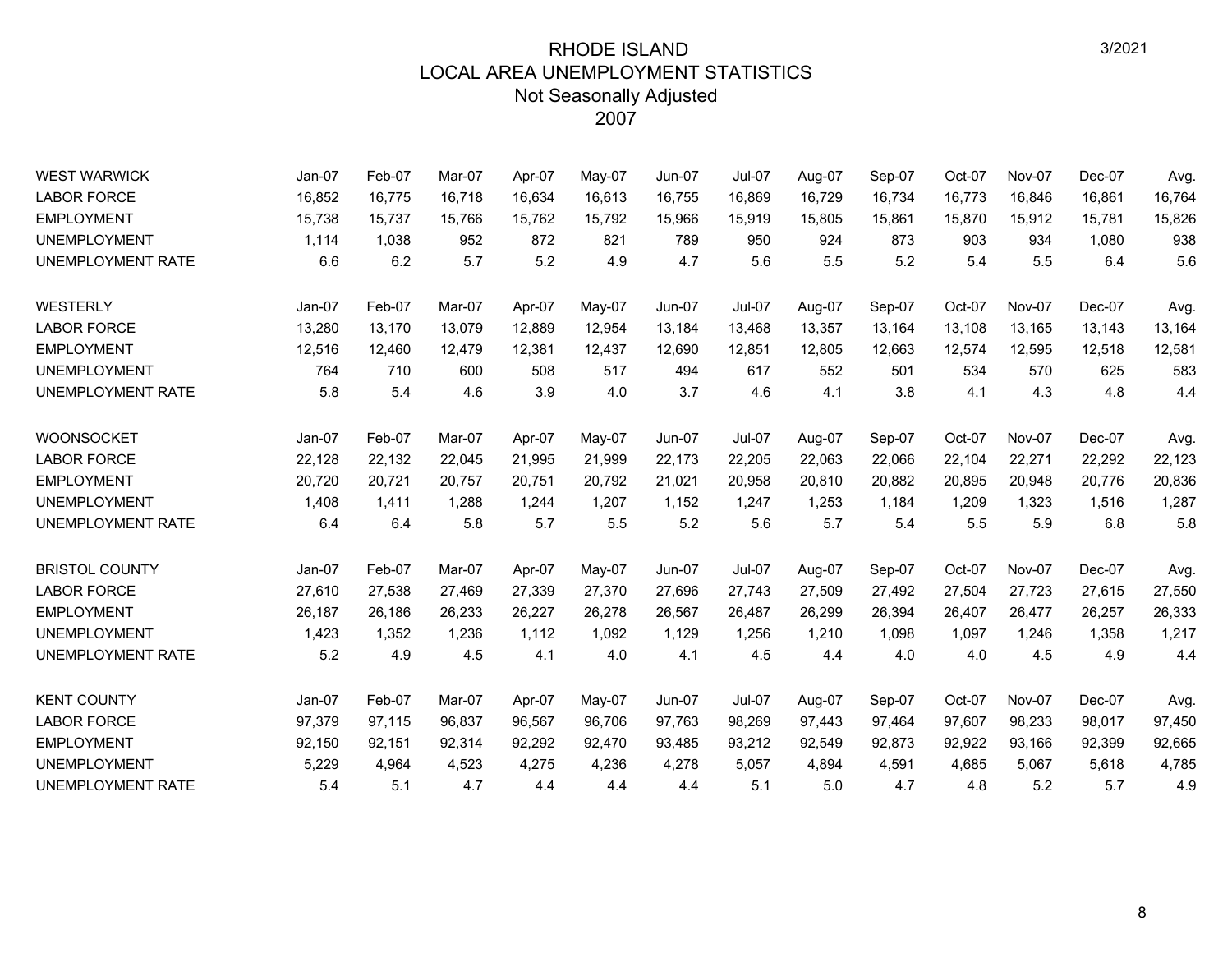# RHODE ISLAND
## LOCAL AREA UNEMPLOYMENT STATISTICS
### Not Seasonally Adjusted
### 2007

3/2021

| WEST WARWICK | Jan-07 | Feb-07 | Mar-07 | Apr-07 | May-07 | Jun-07 | Jul-07 | Aug-07 | Sep-07 | Oct-07 | Nov-07 | Dec-07 | Avg. |
|---|---|---|---|---|---|---|---|---|---|---|---|---|---|
| LABOR FORCE | 16,852 | 16,775 | 16,718 | 16,634 | 16,613 | 16,755 | 16,869 | 16,729 | 16,734 | 16,773 | 16,846 | 16,861 | 16,764 |
| EMPLOYMENT | 15,738 | 15,737 | 15,766 | 15,762 | 15,792 | 15,966 | 15,919 | 15,805 | 15,861 | 15,870 | 15,912 | 15,781 | 15,826 |
| UNEMPLOYMENT | 1,114 | 1,038 | 952 | 872 | 821 | 789 | 950 | 924 | 873 | 903 | 934 | 1,080 | 938 |
| UNEMPLOYMENT RATE | 6.6 | 6.2 | 5.7 | 5.2 | 4.9 | 4.7 | 5.6 | 5.5 | 5.2 | 5.4 | 5.5 | 6.4 | 5.6 |

| WESTERLY | Jan-07 | Feb-07 | Mar-07 | Apr-07 | May-07 | Jun-07 | Jul-07 | Aug-07 | Sep-07 | Oct-07 | Nov-07 | Dec-07 | Avg. |
|---|---|---|---|---|---|---|---|---|---|---|---|---|---|
| LABOR FORCE | 13,280 | 13,170 | 13,079 | 12,889 | 12,954 | 13,184 | 13,468 | 13,357 | 13,164 | 13,108 | 13,165 | 13,143 | 13,164 |
| EMPLOYMENT | 12,516 | 12,460 | 12,479 | 12,381 | 12,437 | 12,690 | 12,851 | 12,805 | 12,663 | 12,574 | 12,595 | 12,518 | 12,581 |
| UNEMPLOYMENT | 764 | 710 | 600 | 508 | 517 | 494 | 617 | 552 | 501 | 534 | 570 | 625 | 583 |
| UNEMPLOYMENT RATE | 5.8 | 5.4 | 4.6 | 3.9 | 4.0 | 3.7 | 4.6 | 4.1 | 3.8 | 4.1 | 4.3 | 4.8 | 4.4 |

| WOONSOCKET | Jan-07 | Feb-07 | Mar-07 | Apr-07 | May-07 | Jun-07 | Jul-07 | Aug-07 | Sep-07 | Oct-07 | Nov-07 | Dec-07 | Avg. |
|---|---|---|---|---|---|---|---|---|---|---|---|---|---|
| LABOR FORCE | 22,128 | 22,132 | 22,045 | 21,995 | 21,999 | 22,173 | 22,205 | 22,063 | 22,066 | 22,104 | 22,271 | 22,292 | 22,123 |
| EMPLOYMENT | 20,720 | 20,721 | 20,757 | 20,751 | 20,792 | 21,021 | 20,958 | 20,810 | 20,882 | 20,895 | 20,948 | 20,776 | 20,836 |
| UNEMPLOYMENT | 1,408 | 1,411 | 1,288 | 1,244 | 1,207 | 1,152 | 1,247 | 1,253 | 1,184 | 1,209 | 1,323 | 1,516 | 1,287 |
| UNEMPLOYMENT RATE | 6.4 | 6.4 | 5.8 | 5.7 | 5.5 | 5.2 | 5.6 | 5.7 | 5.4 | 5.5 | 5.9 | 6.8 | 5.8 |

| BRISTOL COUNTY | Jan-07 | Feb-07 | Mar-07 | Apr-07 | May-07 | Jun-07 | Jul-07 | Aug-07 | Sep-07 | Oct-07 | Nov-07 | Dec-07 | Avg. |
|---|---|---|---|---|---|---|---|---|---|---|---|---|---|
| LABOR FORCE | 27,610 | 27,538 | 27,469 | 27,339 | 27,370 | 27,696 | 27,743 | 27,509 | 27,492 | 27,504 | 27,723 | 27,615 | 27,550 |
| EMPLOYMENT | 26,187 | 26,186 | 26,233 | 26,227 | 26,278 | 26,567 | 26,487 | 26,299 | 26,394 | 26,407 | 26,477 | 26,257 | 26,333 |
| UNEMPLOYMENT | 1,423 | 1,352 | 1,236 | 1,112 | 1,092 | 1,129 | 1,256 | 1,210 | 1,098 | 1,097 | 1,246 | 1,358 | 1,217 |
| UNEMPLOYMENT RATE | 5.2 | 4.9 | 4.5 | 4.1 | 4.0 | 4.1 | 4.5 | 4.4 | 4.0 | 4.0 | 4.5 | 4.9 | 4.4 |

| KENT COUNTY | Jan-07 | Feb-07 | Mar-07 | Apr-07 | May-07 | Jun-07 | Jul-07 | Aug-07 | Sep-07 | Oct-07 | Nov-07 | Dec-07 | Avg. |
|---|---|---|---|---|---|---|---|---|---|---|---|---|---|
| LABOR FORCE | 97,379 | 97,115 | 96,837 | 96,567 | 96,706 | 97,763 | 98,269 | 97,443 | 97,464 | 97,607 | 98,233 | 98,017 | 97,450 |
| EMPLOYMENT | 92,150 | 92,151 | 92,314 | 92,292 | 92,470 | 93,485 | 93,212 | 92,549 | 92,873 | 92,922 | 93,166 | 92,399 | 92,665 |
| UNEMPLOYMENT | 5,229 | 4,964 | 4,523 | 4,275 | 4,236 | 4,278 | 5,057 | 4,894 | 4,591 | 4,685 | 5,067 | 5,618 | 4,785 |
| UNEMPLOYMENT RATE | 5.4 | 5.1 | 4.7 | 4.4 | 4.4 | 4.4 | 5.1 | 5.0 | 4.7 | 4.8 | 5.2 | 5.7 | 4.9 |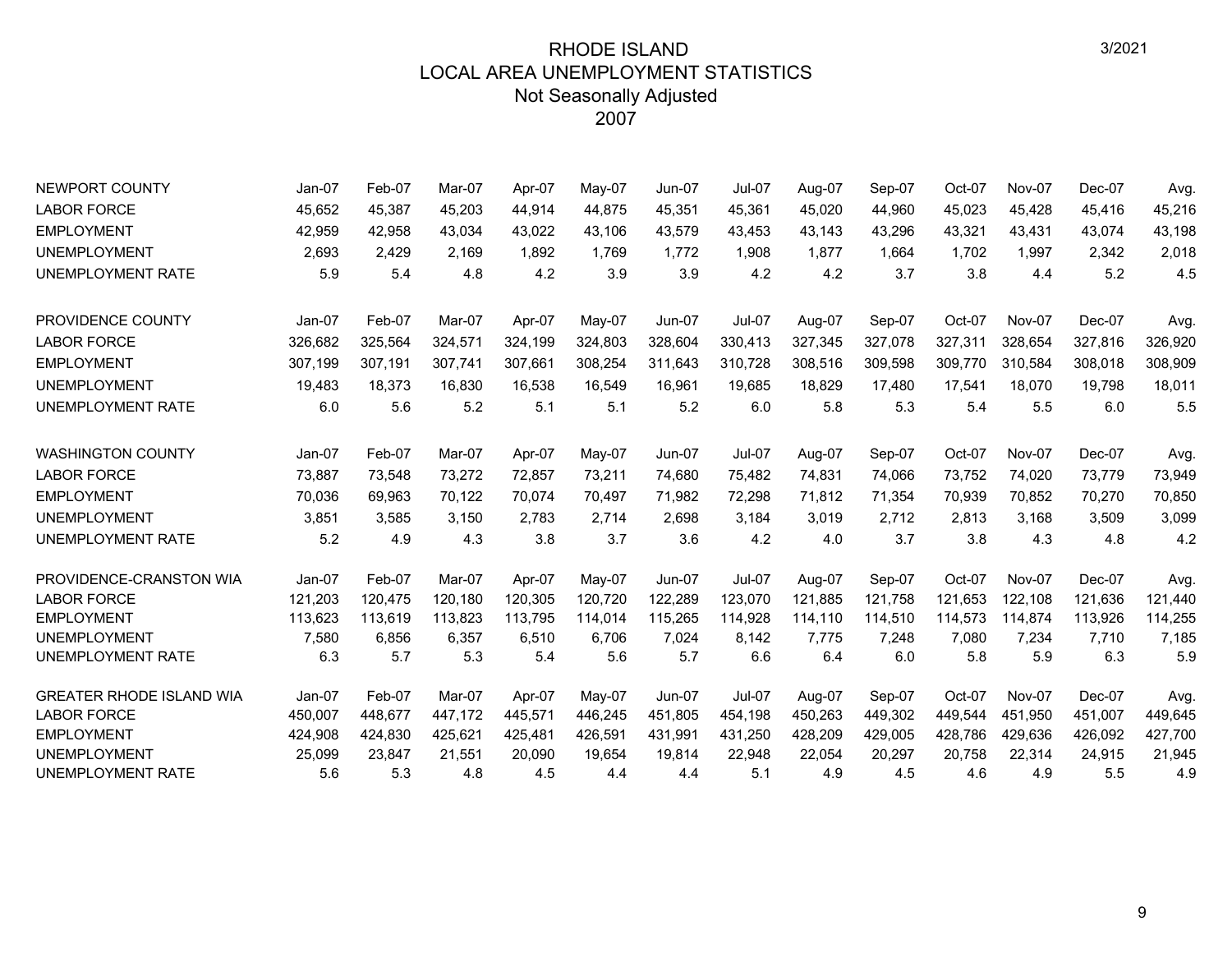# RHODE ISLAND
## LOCAL AREA UNEMPLOYMENT STATISTICS
### Not Seasonally Adjusted
### 2007

3/2021

| NEWPORT COUNTY | Jan-07 | Feb-07 | Mar-07 | Apr-07 | May-07 | Jun-07 | Jul-07 | Aug-07 | Sep-07 | Oct-07 | Nov-07 | Dec-07 | Avg. |
|---|---|---|---|---|---|---|---|---|---|---|---|---|---|
| LABOR FORCE | 45,652 | 45,387 | 45,203 | 44,914 | 44,875 | 45,351 | 45,361 | 45,020 | 44,960 | 45,023 | 45,428 | 45,416 | 45,216 |
| EMPLOYMENT | 42,959 | 42,958 | 43,034 | 43,022 | 43,106 | 43,579 | 43,453 | 43,143 | 43,296 | 43,321 | 43,431 | 43,074 | 43,198 |
| UNEMPLOYMENT | 2,693 | 2,429 | 2,169 | 1,892 | 1,769 | 1,772 | 1,908 | 1,877 | 1,664 | 1,702 | 1,997 | 2,342 | 2,018 |
| UNEMPLOYMENT RATE | 5.9 | 5.4 | 4.8 | 4.2 | 3.9 | 3.9 | 4.2 | 4.2 | 3.7 | 3.8 | 4.4 | 5.2 | 4.5 |

| PROVIDENCE COUNTY | Jan-07 | Feb-07 | Mar-07 | Apr-07 | May-07 | Jun-07 | Jul-07 | Aug-07 | Sep-07 | Oct-07 | Nov-07 | Dec-07 | Avg. |
|---|---|---|---|---|---|---|---|---|---|---|---|---|---|
| LABOR FORCE | 326,682 | 325,564 | 324,571 | 324,199 | 324,803 | 328,604 | 330,413 | 327,345 | 327,078 | 327,311 | 328,654 | 327,816 | 326,920 |
| EMPLOYMENT | 307,199 | 307,191 | 307,741 | 307,661 | 308,254 | 311,643 | 310,728 | 308,516 | 309,598 | 309,770 | 310,584 | 308,018 | 308,909 |
| UNEMPLOYMENT | 19,483 | 18,373 | 16,830 | 16,538 | 16,549 | 16,961 | 19,685 | 18,829 | 17,480 | 17,541 | 18,070 | 19,798 | 18,011 |
| UNEMPLOYMENT RATE | 6.0 | 5.6 | 5.2 | 5.1 | 5.1 | 5.2 | 6.0 | 5.8 | 5.3 | 5.4 | 5.5 | 6.0 | 5.5 |

| WASHINGTON COUNTY | Jan-07 | Feb-07 | Mar-07 | Apr-07 | May-07 | Jun-07 | Jul-07 | Aug-07 | Sep-07 | Oct-07 | Nov-07 | Dec-07 | Avg. |
|---|---|---|---|---|---|---|---|---|---|---|---|---|---|
| LABOR FORCE | 73,887 | 73,548 | 73,272 | 72,857 | 73,211 | 74,680 | 75,482 | 74,831 | 74,066 | 73,752 | 74,020 | 73,779 | 73,949 |
| EMPLOYMENT | 70,036 | 69,963 | 70,122 | 70,074 | 70,497 | 71,982 | 72,298 | 71,812 | 71,354 | 70,939 | 70,852 | 70,270 | 70,850 |
| UNEMPLOYMENT | 3,851 | 3,585 | 3,150 | 2,783 | 2,714 | 2,698 | 3,184 | 3,019 | 2,712 | 2,813 | 3,168 | 3,509 | 3,099 |
| UNEMPLOYMENT RATE | 5.2 | 4.9 | 4.3 | 3.8 | 3.7 | 3.6 | 4.2 | 4.0 | 3.7 | 3.8 | 4.3 | 4.8 | 4.2 |

| PROVIDENCE-CRANSTON WIA | Jan-07 | Feb-07 | Mar-07 | Apr-07 | May-07 | Jun-07 | Jul-07 | Aug-07 | Sep-07 | Oct-07 | Nov-07 | Dec-07 | Avg. |
|---|---|---|---|---|---|---|---|---|---|---|---|---|---|
| LABOR FORCE | 121,203 | 120,475 | 120,180 | 120,305 | 120,720 | 122,289 | 123,070 | 121,885 | 121,758 | 121,653 | 122,108 | 121,636 | 121,440 |
| EMPLOYMENT | 113,623 | 113,619 | 113,823 | 113,795 | 114,014 | 115,265 | 114,928 | 114,110 | 114,510 | 114,573 | 114,874 | 113,926 | 114,255 |
| UNEMPLOYMENT | 7,580 | 6,856 | 6,357 | 6,510 | 6,706 | 7,024 | 8,142 | 7,775 | 7,248 | 7,080 | 7,234 | 7,710 | 7,185 |
| UNEMPLOYMENT RATE | 6.3 | 5.7 | 5.3 | 5.4 | 5.6 | 5.7 | 6.6 | 6.4 | 6.0 | 5.8 | 5.9 | 6.3 | 5.9 |

| GREATER RHODE ISLAND WIA | Jan-07 | Feb-07 | Mar-07 | Apr-07 | May-07 | Jun-07 | Jul-07 | Aug-07 | Sep-07 | Oct-07 | Nov-07 | Dec-07 | Avg. |
|---|---|---|---|---|---|---|---|---|---|---|---|---|---|
| LABOR FORCE | 450,007 | 448,677 | 447,172 | 445,571 | 446,245 | 451,805 | 454,198 | 450,263 | 449,302 | 449,544 | 451,950 | 451,007 | 449,645 |
| EMPLOYMENT | 424,908 | 424,830 | 425,621 | 425,481 | 426,591 | 431,991 | 431,250 | 428,209 | 429,005 | 428,786 | 429,636 | 426,092 | 427,700 |
| UNEMPLOYMENT | 25,099 | 23,847 | 21,551 | 20,090 | 19,654 | 19,814 | 22,948 | 22,054 | 20,297 | 20,758 | 22,314 | 24,915 | 21,945 |
| UNEMPLOYMENT RATE | 5.6 | 5.3 | 4.8 | 4.5 | 4.4 | 4.4 | 5.1 | 4.9 | 4.5 | 4.6 | 4.9 | 5.5 | 4.9 |